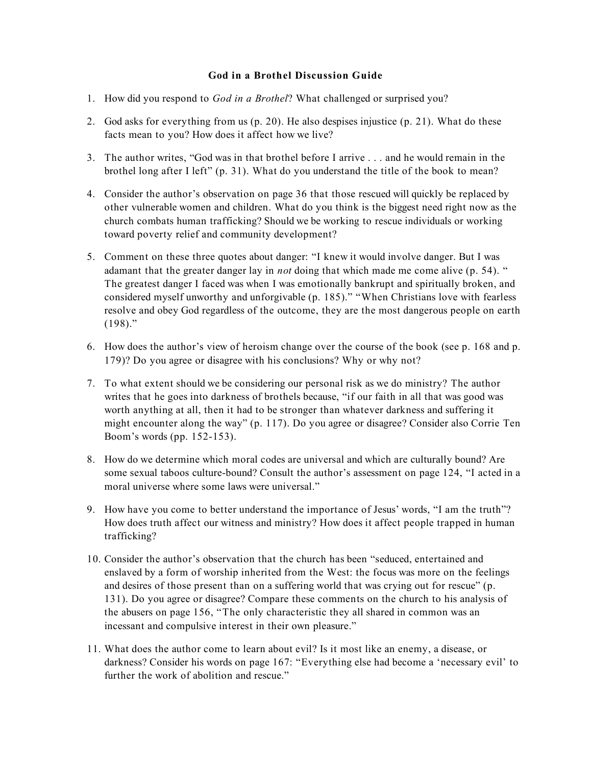# God in a Brothel Discussion Guide

1. How did you respond to *God in a Brothel*? What challenged or surprised you?

2. God asks for everything from us (p. 20). He also despises injustice (p. 21). What do these facts mean to you? How does it affect how we live?

3. The author writes, "God was in that brothel before I arrive . . . and he would remain in the brothel long after I left" (p. 31). What do you understand the title of the book to mean?

4. Consider the author's observation on page 36 that those rescued will quickly be replaced by other vulnerable women and children. What do you think is the biggest need right now as the church combats human trafficking? Should we be working to rescue individuals or working toward poverty relief and community development?

5. Comment on these three quotes about danger: "I knew it would involve danger. But I was adamant that the greater danger lay in *not* doing that which made me come alive (p. 54). " The greatest danger I faced was when I was emotionally bankrupt and spiritually broken, and considered myself unworthy and unforgivable (p. 185)." "When Christians love with fearless resolve and obey God regardless of the outcome, they are the most dangerous people on earth (198)."

6. How does the author's view of heroism change over the course of the book (see p. 168 and p. 179)? Do you agree or disagree with his conclusions? Why or why not?

7. To what extent should we be considering our personal risk as we do ministry? The author writes that he goes into darkness of brothels because, "if our faith in all that was good was worth anything at all, then it had to be stronger than whatever darkness and suffering it might encounter along the way" (p. 117). Do you agree or disagree? Consider also Corrie Ten Boom's words (pp. 152-153).

8. How do we determine which moral codes are universal and which are culturally bound? Are some sexual taboos culture-bound? Consult the author's assessment on page 124, "I acted in a moral universe where some laws were universal."

9. How have you come to better understand the importance of Jesus' words, "I am the truth"? How does truth affect our witness and ministry? How does it affect people trapped in human trafficking?

10. Consider the author's observation that the church has been "seduced, entertained and enslaved by a form of worship inherited from the West: the focus was more on the feelings and desires of those present than on a suffering world that was crying out for rescue" (p. 131). Do you agree or disagree? Compare these comments on the church to his analysis of the abusers on page 156, "The only characteristic they all shared in common was an incessant and compulsive interest in their own pleasure."

11. What does the author come to learn about evil? Is it most like an enemy, a disease, or darkness? Consider his words on page 167: "Everything else had become a 'necessary evil' to further the work of abolition and rescue."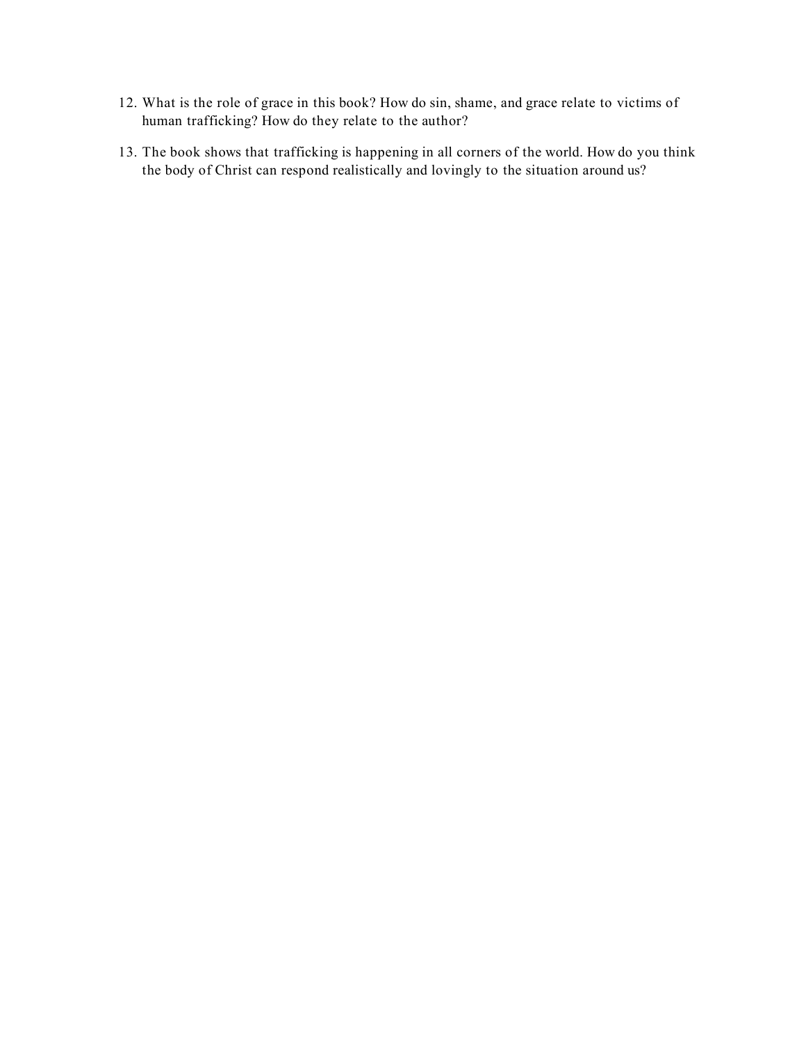12. What is the role of grace in this book? How do sin, shame, and grace relate to victims of human trafficking? How do they relate to the author?

13. The book shows that trafficking is happening in all corners of the world. How do you think the body of Christ can respond realistically and lovingly to the situation around us?